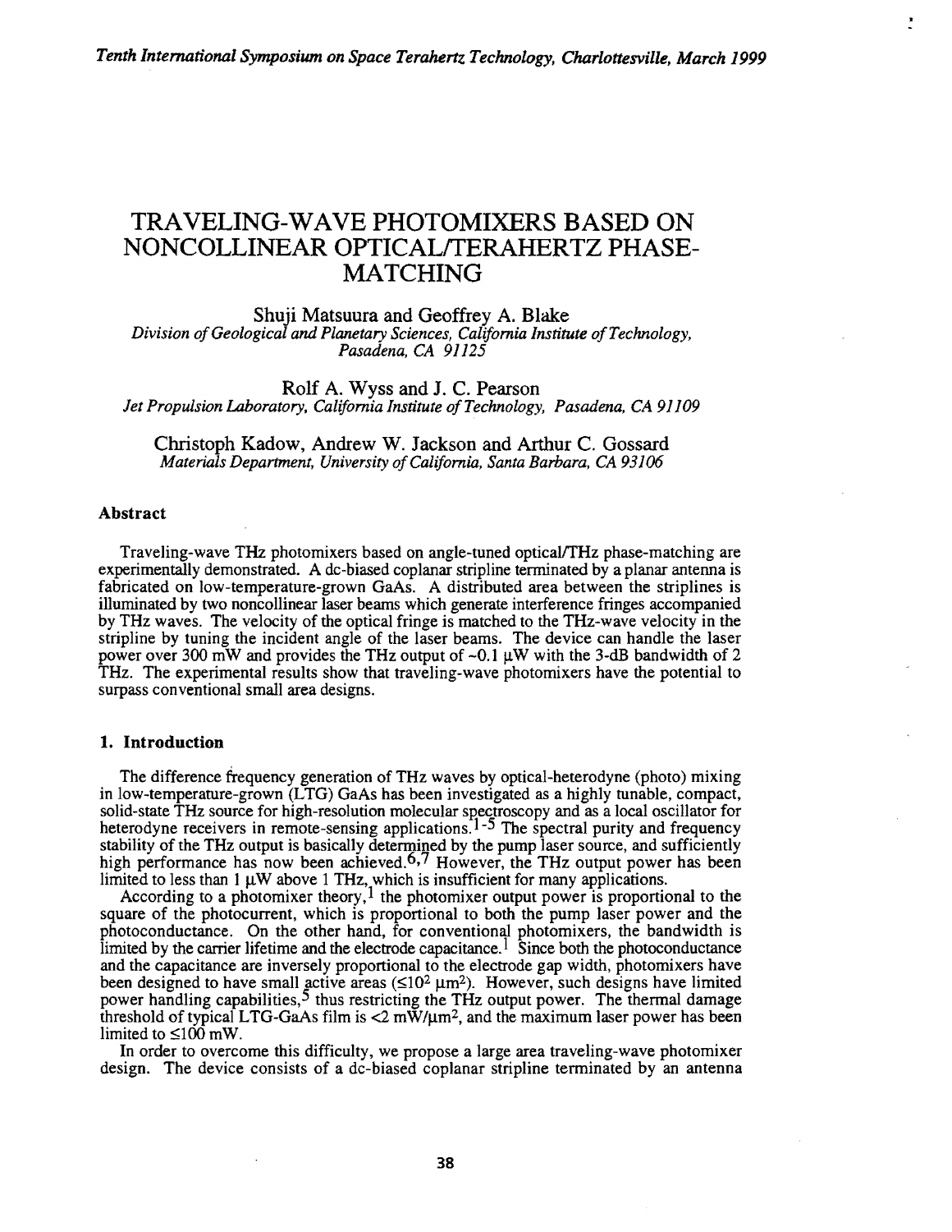# TRAVELING-WAVE PHOTOMIXERS BASED ON NONCOLLINEAR OPTICAL/TERAHERTZ PHASE-MATCHING

Shuji Matsuura and Geoffrey A. Blake
*Division of Geological and Planetary Sciences, California Institute of Technology, Pasadena, CA 91125*

Rolf A. Wyss and J. C. Pearson
*Jet Propulsion Laboratory, California Institute of Technology, Pasadena, CA 91109*

Christoph Kadow, Andrew W. Jackson and Arthur C. Gossard
*Materials Department, University of California, Santa Barbara, CA 93106*

### Abstract

Traveling-wave THz photomixers based on angle-tuned optical/THz phase-matching are experimentally demonstrated. A dc-biased coplanar stripline terminated by a planar antenna is fabricated on low-temperature-grown GaAs. A distributed area between the striplines is illuminated by two noncollinear laser beams which generate interference fringes accompanied by THz waves. The velocity of the optical fringe is matched to the THz-wave velocity in the stripline by tuning the incident angle of the laser beams. The device can handle the laser power over 300 mW and provides the THz output of ~0.1 μW with the 3-dB bandwidth of 2 THz. The experimental results show that traveling-wave photomixers have the potential to surpass conventional small area designs.

### 1. Introduction

The difference frequency generation of THz waves by optical-heterodyne (photo) mixing in low-temperature-grown (LTG) GaAs has been investigated as a highly tunable, compact, solid-state THz source for high-resolution molecular spectroscopy and as a local oscillator for heterodyne receivers in remote-sensing applications.[1-5] The spectral purity and frequency stability of the THz output is basically determined by the pump laser source, and sufficiently high performance has now been achieved.[6,7] However, the THz output power has been limited to less than 1 μW above 1 THz, which is insufficient for many applications.

According to a photomixer theory,[1] the photomixer output power is proportional to the square of the photocurrent, which is proportional to both the pump laser power and the photoconductance. On the other hand, for conventional photomixers, the bandwidth is limited by the carrier lifetime and the electrode capacitance.[1] Since both the photoconductance and the capacitance are inversely proportional to the electrode gap width, photomixers have been designed to have small active areas ($\leq 10^2$ μm$^2$). However, such designs have limited power handling capabilities,[5] thus restricting the THz output power. The thermal damage threshold of typical LTG-GaAs film is <2 mW/μm$^2$, and the maximum laser power has been limited to $\leq$100 mW.

In order to overcome this difficulty, we propose a large area traveling-wave photomixer design. The device consists of a dc-biased coplanar stripline terminated by an antenna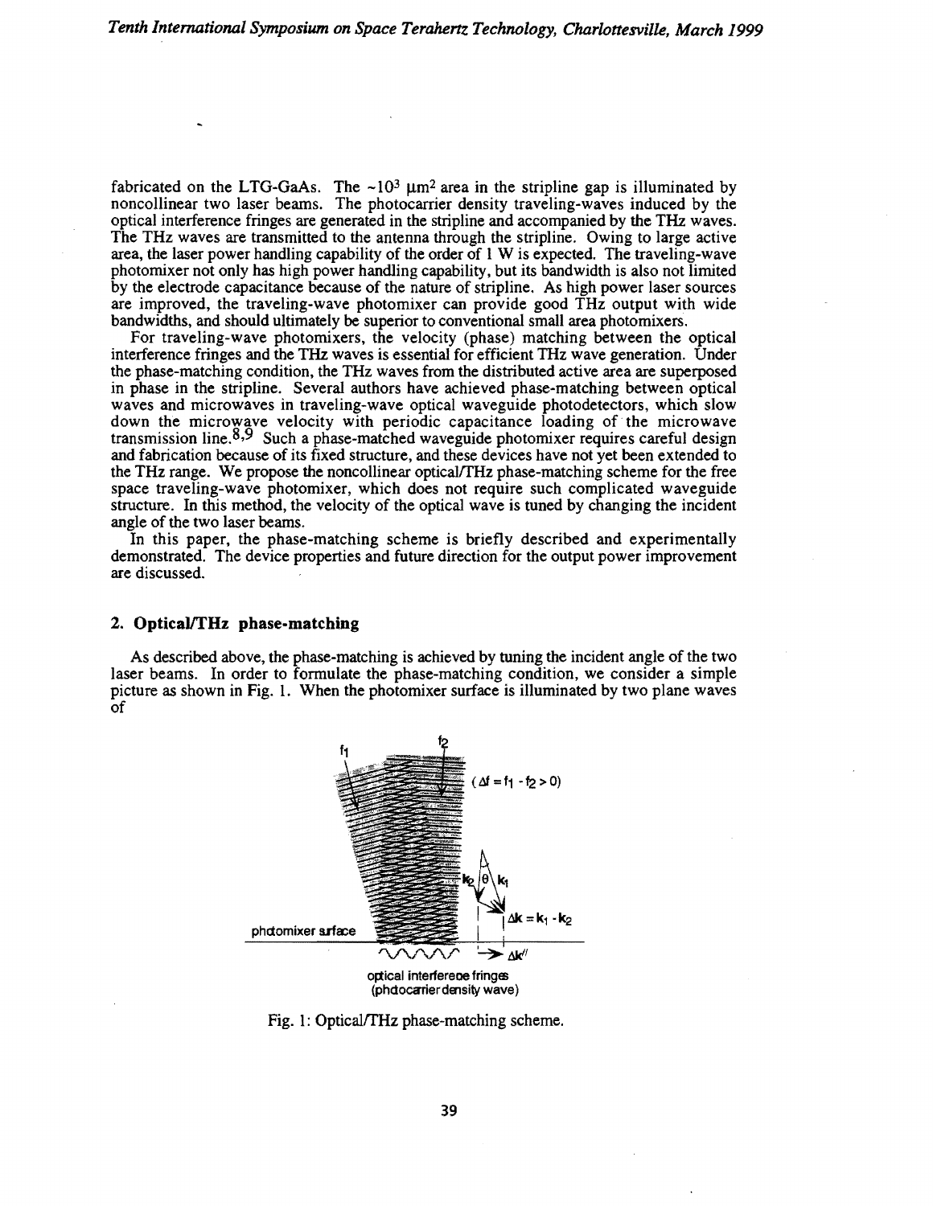fabricated on the LTG-GaAs. The $\sim 10^3$ $\mu m^2$ area in the stripline gap is illuminated by noncollinear two laser beams. The photocarrier density traveling-waves induced by the optical interference fringes are generated in the stripline and accompanied by the THz waves. The THz waves are transmitted to the antenna through the stripline. Owing to large active area, the laser power handling capability of the order of 1 W is expected. The traveling-wave photomixer not only has high power handling capability, but its bandwidth is also not limited by the electrode capacitance because of the nature of stripline. As high power laser sources are improved, the traveling-wave photomixer can provide good THz output with wide bandwidths, and should ultimately be superior to conventional small area photomixers.

For traveling-wave photomixers, the velocity (phase) matching between the optical interference fringes and the THz waves is essential for efficient THz wave generation. Under the phase-matching condition, the THz waves from the distributed active area are superposed in phase in the stripline. Several authors have achieved phase-matching between optical waves and microwaves in traveling-wave optical waveguide photodetectors, which slow down the microwave velocity with periodic capacitance loading of the microwave transmission line.[8,9] Such a phase-matched waveguide photomixer requires careful design and fabrication because of its fixed structure, and these devices have not yet been extended to the THz range. We propose the noncollinear optical/THz phase-matching scheme for the free space traveling-wave photomixer, which does not require such complicated waveguide structure. In this method, the velocity of the optical wave is tuned by changing the incident angle of the two laser beams.

In this paper, the phase-matching scheme is briefly described and experimentally demonstrated. The device properties and future direction for the output power improvement are discussed.

## 2. Optical/THz phase-matching

As described above, the phase-matching is achieved by tuning the incident angle of the two laser beams. In order to formulate the phase-matching condition, we consider a simple picture as shown in Fig. 1. When the photomixer surface is illuminated by two plane waves of

Fig. 1: Optical/THz phase-matching scheme.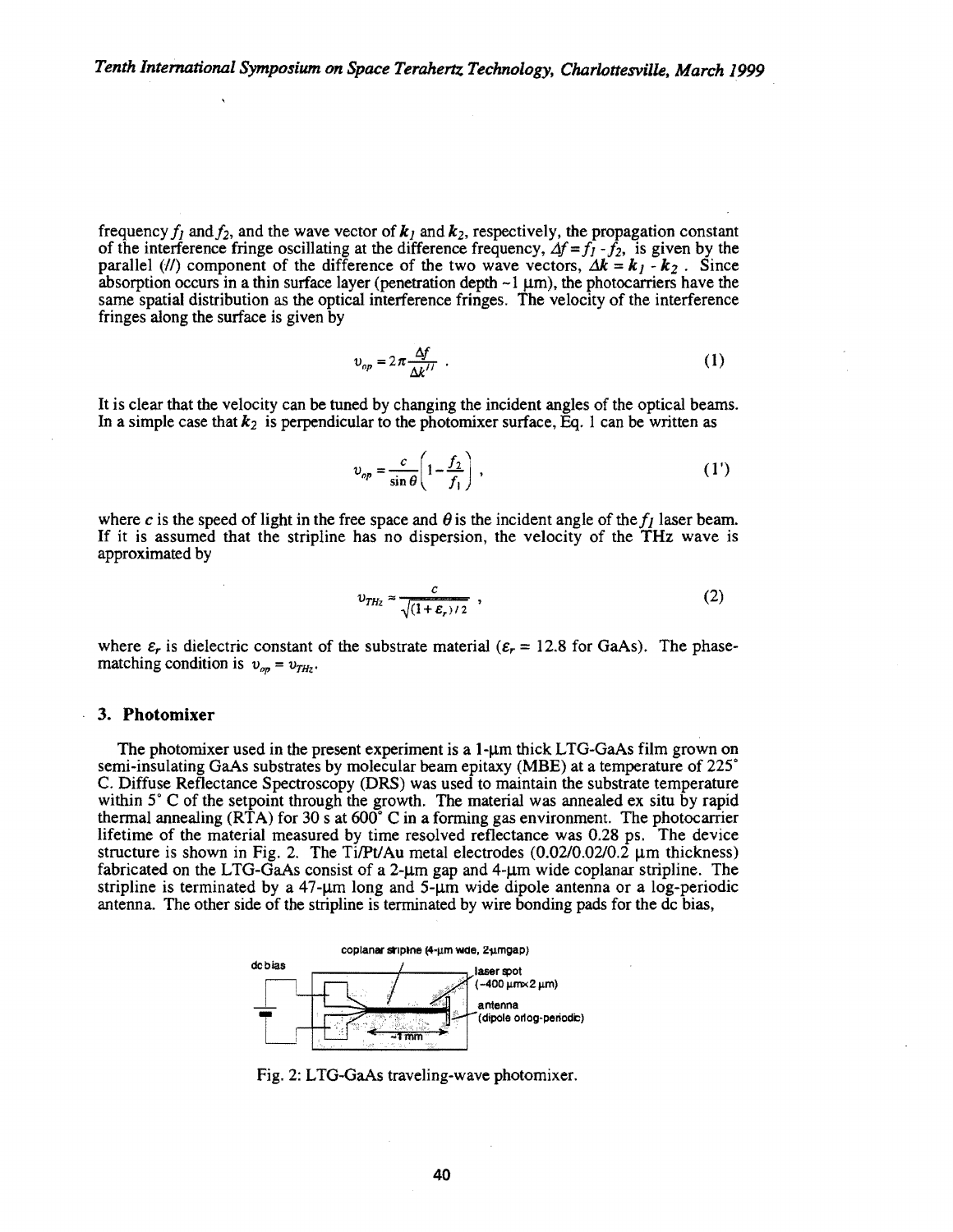frequency $f_1$ and $f_2$, and the wave vector of $\mathbf{k}_1$ and $\mathbf{k}_2$, respectively, the propagation constant of the interference fringe oscillating at the difference frequency, $\Delta f = f_1 - f_2$, is given by the parallel (//) component of the difference of the two wave vectors, $\Delta \mathbf{k} = \mathbf{k}_1 - \mathbf{k}_2$. Since absorption occurs in a thin surface layer (penetration depth ~1 μm), the photocarriers have the same spatial distribution as the optical interference fringes. The velocity of the interference fringes along the surface is given by

$$v_{op} = 2\pi \frac{\Delta f}{\Delta k^{//}} \quad . \tag{1}$$

It is clear that the velocity can be tuned by changing the incident angles of the optical beams. In a simple case that $\mathbf{k}_2$ is perpendicular to the photomixer surface, Eq. 1 can be written as

$$v_{op} = \frac{c}{\sin\theta}\left(1 - \frac{f_2}{f_1}\right) \quad , \tag{1'}$$

where $c$ is the speed of light in the free space and $\theta$ is the incident angle of the $f_1$ laser beam. If it is assumed that the stripline has no dispersion, the velocity of the THz wave is approximated by

$$v_{THz} \approx \frac{c}{\sqrt{(1+\varepsilon_r)/2}} \quad , \tag{2}$$

where $\varepsilon_r$ is dielectric constant of the substrate material ($\varepsilon_r$ = 12.8 for GaAs). The phase-matching condition is $v_{op} = v_{THz}$.

## 3. Photomixer

The photomixer used in the present experiment is a 1-μm thick LTG-GaAs film grown on semi-insulating GaAs substrates by molecular beam epitaxy (MBE) at a temperature of 225° C. Diffuse Reflectance Spectroscopy (DRS) was used to maintain the substrate temperature within 5° C of the setpoint through the growth. The material was annealed ex situ by rapid thermal annealing (RTA) for 30 s at 600° C in a forming gas environment. The photocarrier lifetime of the material measured by time resolved reflectance was 0.28 ps. The device structure is shown in Fig. 2. The Ti/Pt/Au metal electrodes (0.02/0.02/0.2 μm thickness) fabricated on the LTG-GaAs consist of a 2-μm gap and 4-μm wide coplanar stripline. The stripline is terminated by a 47-μm long and 5-μm wide dipole antenna or a log-periodic antenna. The other side of the stripline is terminated by wire bonding pads for the dc bias,

Fig. 2: LTG-GaAs traveling-wave photomixer.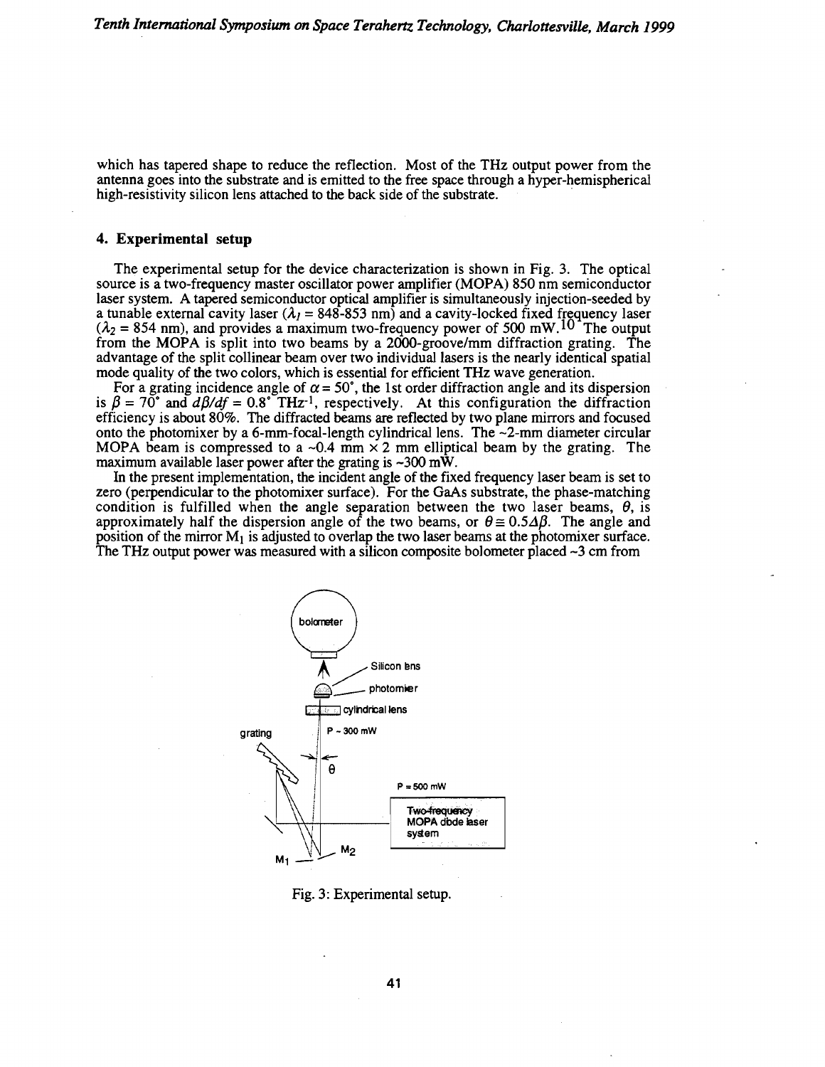which has tapered shape to reduce the reflection. Most of the THz output power from the antenna goes into the substrate and is emitted to the free space through a hyper-hemispherical high-resistivity silicon lens attached to the back side of the substrate.

### 4. Experimental setup

The experimental setup for the device characterization is shown in Fig. 3. The optical source is a two-frequency master oscillator power amplifier (MOPA) 850 nm semiconductor laser system. A tapered semiconductor optical amplifier is simultaneously injection-seeded by a tunable external cavity laser ($\lambda_1$ = 848-853 nm) and a cavity-locked fixed frequency laser ($\lambda_2$ = 854 nm), and provides a maximum two-frequency power of 500 mW.[10] The output from the MOPA is split into two beams by a 2000-groove/mm diffraction grating. The advantage of the split collinear beam over two individual lasers is the nearly identical spatial mode quality of the two colors, which is essential for efficient THz wave generation.

For a grating incidence angle of $\alpha = 50°$, the 1st order diffraction angle and its dispersion is $\beta = 70°$ and $d\beta/df = 0.8°\ \text{THz}^{-1}$, respectively. At this configuration the diffraction efficiency is about 80%. The diffracted beams are reflected by two plane mirrors and focused onto the photomixer by a 6-mm-focal-length cylindrical lens. The ~2-mm diameter circular MOPA beam is compressed to a ~0.4 mm × 2 mm elliptical beam by the grating. The maximum available laser power after the grating is ~300 mW.

In the present implementation, the incident angle of the fixed frequency laser beam is set to zero (perpendicular to the photomixer surface). For the GaAs substrate, the phase-matching condition is fulfilled when the angle separation between the two laser beams, $\theta$, is approximately half the dispersion angle of the two beams, or $\theta \cong 0.5\Delta\beta$. The angle and position of the mirror $M_1$ is adjusted to overlap the two laser beams at the photomixer surface. The THz output power was measured with a silicon composite bolometer placed ~3 cm from

Fig. 3: Experimental setup.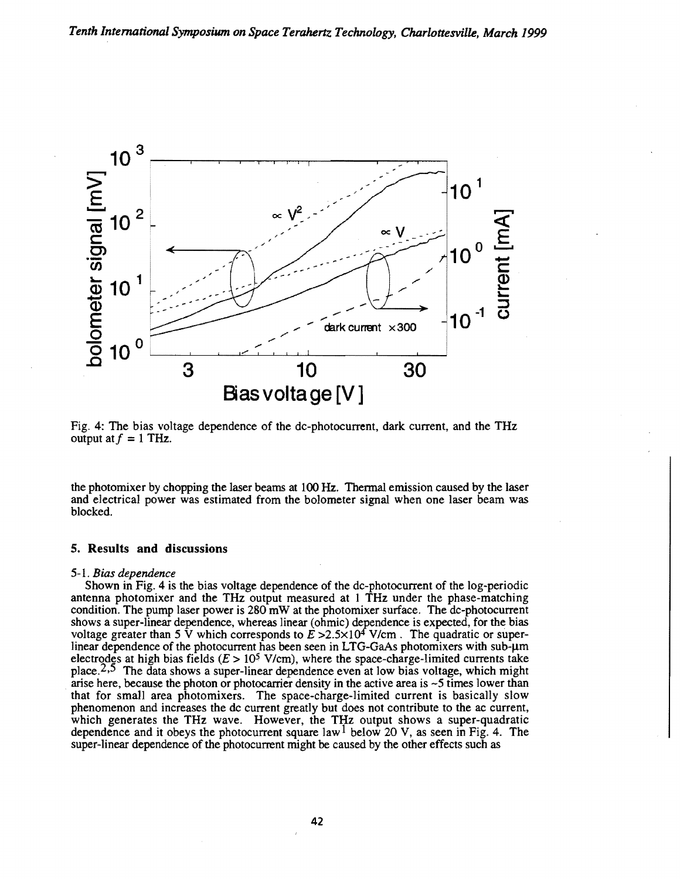Fig. 4: The bias voltage dependence of the dc-photocurrent, dark current, and the THz output at $f$ = 1 THz.

the photomixer by chopping the laser beams at 100 Hz. Thermal emission caused by the laser and electrical power was estimated from the bolometer signal when one laser beam was blocked.

### 5. Results and discussions

*5-1. Bias dependence*

Shown in Fig. 4 is the bias voltage dependence of the dc-photocurrent of the log-periodic antenna photomixer and the THz output measured at 1 THz under the phase-matching condition. The pump laser power is 280 mW at the photomixer surface. The dc-photocurrent shows a super-linear dependence, whereas linear (ohmic) dependence is expected, for the bias voltage greater than 5 V which corresponds to $E > 2.5 \times 10^4$ V/cm . The quadratic or super-linear dependence of the photocurrent has been seen in LTG-GaAs photomixers with sub-μm electrodes at high bias fields ($E > 10^5$ V/cm), where the space-charge-limited currents take place.[2,5] The data shows a super-linear dependence even at low bias voltage, which might arise here, because the photon or photocarrier density in the active area is ~5 times lower than that for small area photomixers. The space-charge-limited current is basically slow phenomenon and increases the dc current greatly but does not contribute to the ac current, which generates the THz wave. However, the THz output shows a super-quadratic dependence and it obeys the photocurrent square law[1] below 20 V, as seen in Fig. 4. The super-linear dependence of the photocurrent might be caused by the other effects such as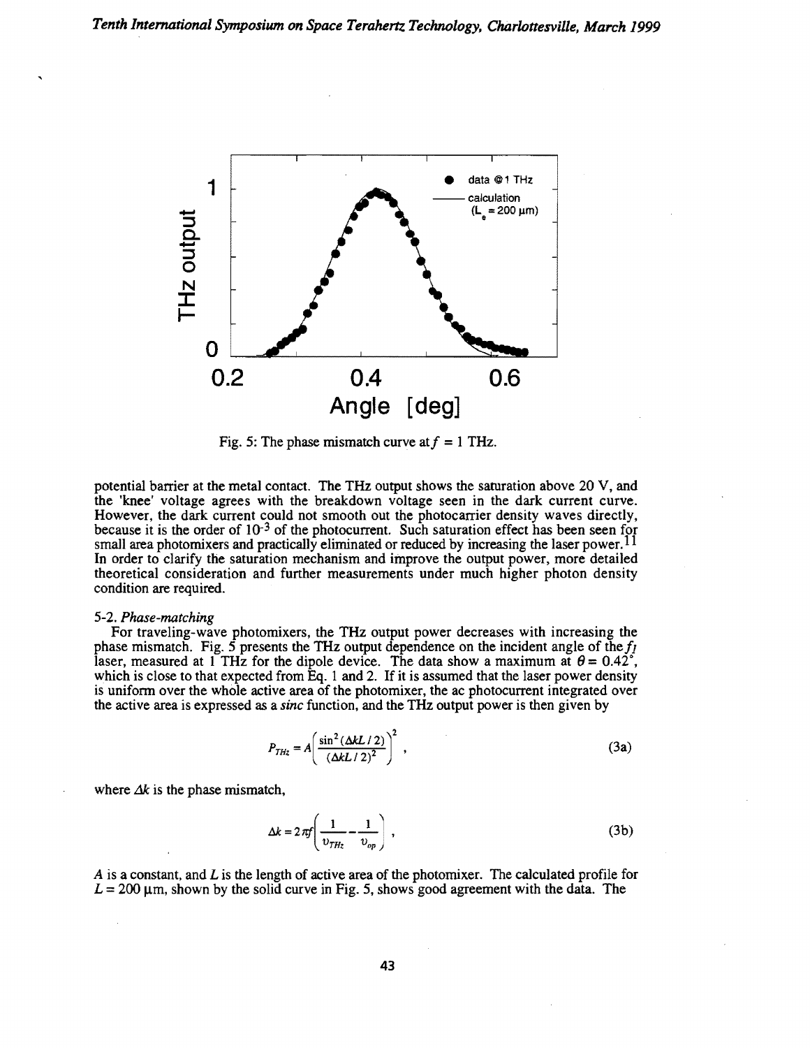Fig. 5: The phase mismatch curve at $f$ = 1 THz.

potential barrier at the metal contact. The THz output shows the saturation above 20 V, and the 'knee' voltage agrees with the breakdown voltage seen in the dark current curve. However, the dark current could not smooth out the photocarrier density waves directly, because it is the order of $10^{-3}$ of the photocurrent. Such saturation effect has been seen for small area photomixers and practically eliminated or reduced by increasing the laser power.[11] In order to clarify the saturation mechanism and improve the output power, more detailed theoretical consideration and further measurements under much higher photon density condition are required.

### 5-2. *Phase-matching*

For traveling-wave photomixers, the THz output power decreases with increasing the phase mismatch. Fig. 5 presents the THz output dependence on the incident angle of the $f_1$ laser, measured at 1 THz for the dipole device. The data show a maximum at $\theta = 0.42°$, which is close to that expected from Eq. 1 and 2. If it is assumed that the laser power density is uniform over the whole active area of the photomixer, the ac photocurrent integrated over the active area is expressed as a *sinc* function, and the THz output power is then given by

$$P_{THz} = A\left(\frac{\sin^2(\Delta kL/2)}{(\Delta kL/2)^2}\right)^2, \tag{3a}$$

where $\Delta k$ is the phase mismatch,

$$\Delta k = 2\pi f\left(\frac{1}{v_{THz}} - \frac{1}{v_{op}}\right), \tag{3b}$$

$A$ is a constant, and $L$ is the length of active area of the photomixer. The calculated profile for $L$ = 200 μm, shown by the solid curve in Fig. 5, shows good agreement with the data. The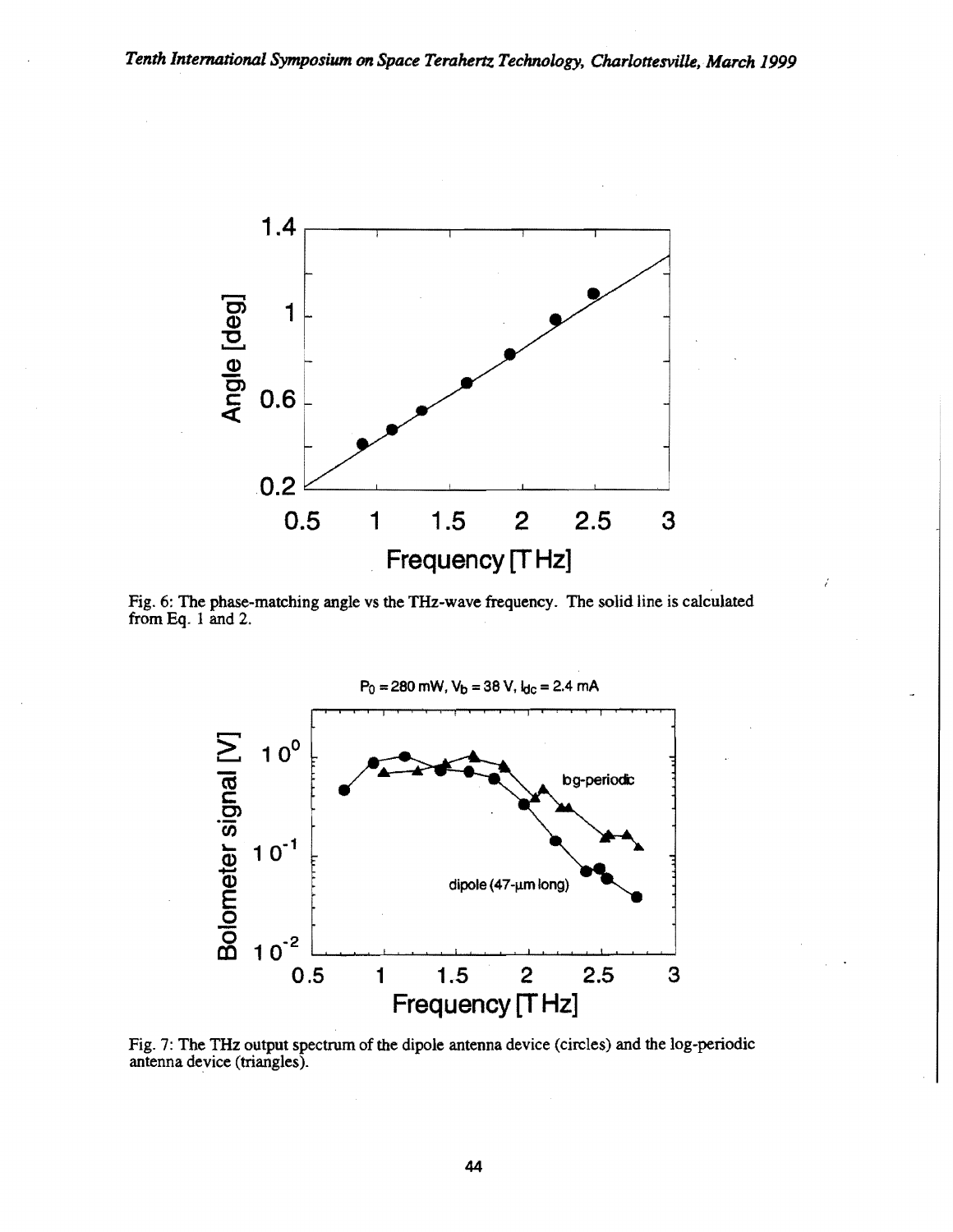Fig. 6: The phase-matching angle vs the THz-wave frequency. The solid line is calculated from Eq. 1 and 2.

Fig. 7: The THz output spectrum of the dipole antenna device (circles) and the log-periodic antenna device (triangles).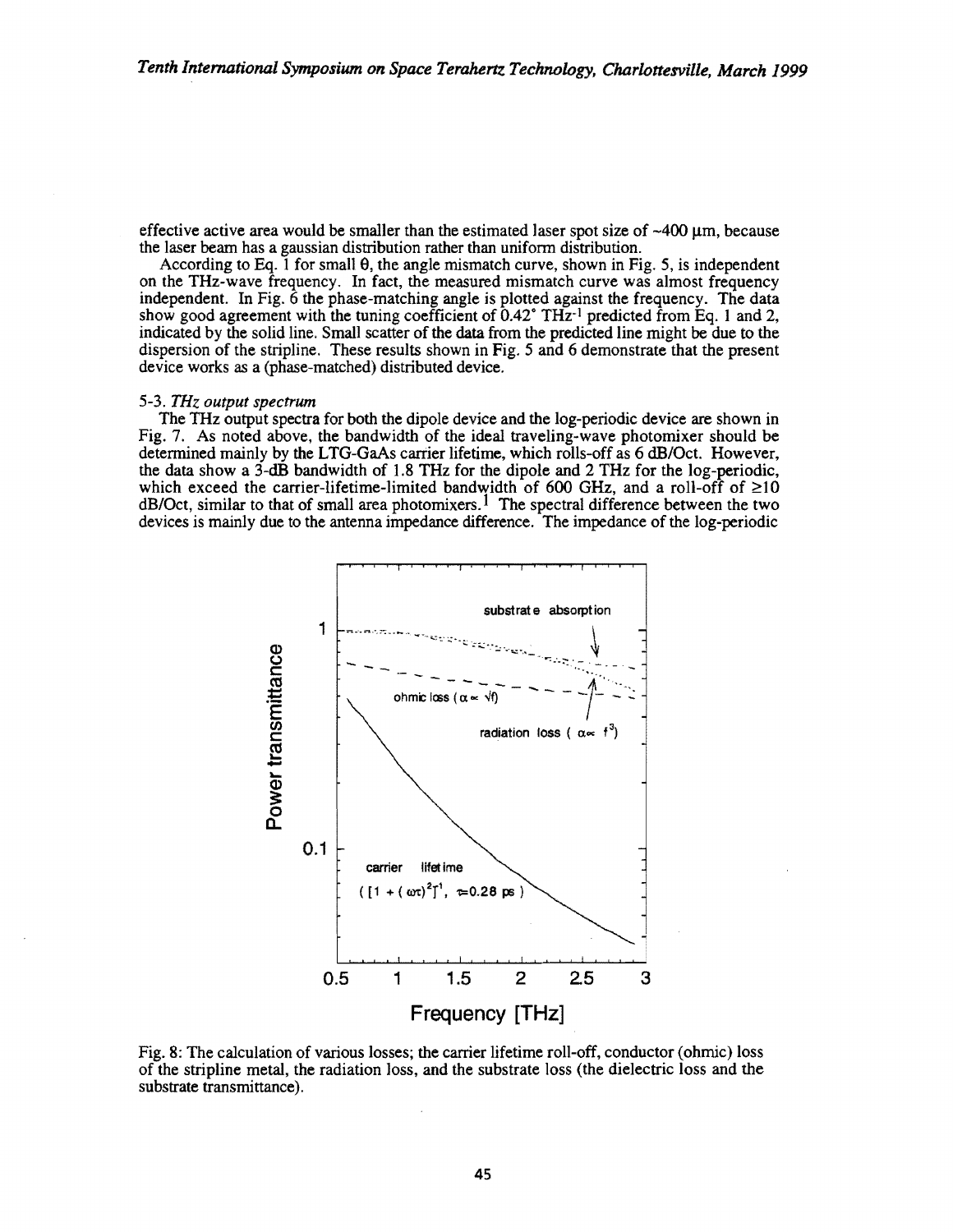effective active area would be smaller than the estimated laser spot size of ~400 μm, because the laser beam has a gaussian distribution rather than uniform distribution.

According to Eq. 1 for small θ, the angle mismatch curve, shown in Fig. 5, is independent on the THz-wave frequency. In fact, the measured mismatch curve was almost frequency independent. In Fig. 6 the phase-matching angle is plotted against the frequency. The data show good agreement with the tuning coefficient of 0.42° $THz^{-1}$ predicted from Eq. 1 and 2, indicated by the solid line. Small scatter of the data from the predicted line might be due to the dispersion of the stripline. These results shown in Fig. 5 and 6 demonstrate that the present device works as a (phase-matched) distributed device.

### 5-3. *THz output spectrum*

The THz output spectra for both the dipole device and the log-periodic device are shown in Fig. 7. As noted above, the bandwidth of the ideal traveling-wave photomixer should be determined mainly by the LTG-GaAs carrier lifetime, which rolls-off as 6 dB/Oct. However, the data show a 3-dB bandwidth of 1.8 THz for the dipole and 2 THz for the log-periodic, which exceed the carrier-lifetime-limited bandwidth of 600 GHz, and a roll-off of ≥10 dB/Oct, similar to that of small area photomixers.[1] The spectral difference between the two devices is mainly due to the antenna impedance difference. The impedance of the log-periodic

Fig. 8: The calculation of various losses; the carrier lifetime roll-off, conductor (ohmic) loss of the stripline metal, the radiation loss, and the substrate loss (the dielectric loss and the substrate transmittance).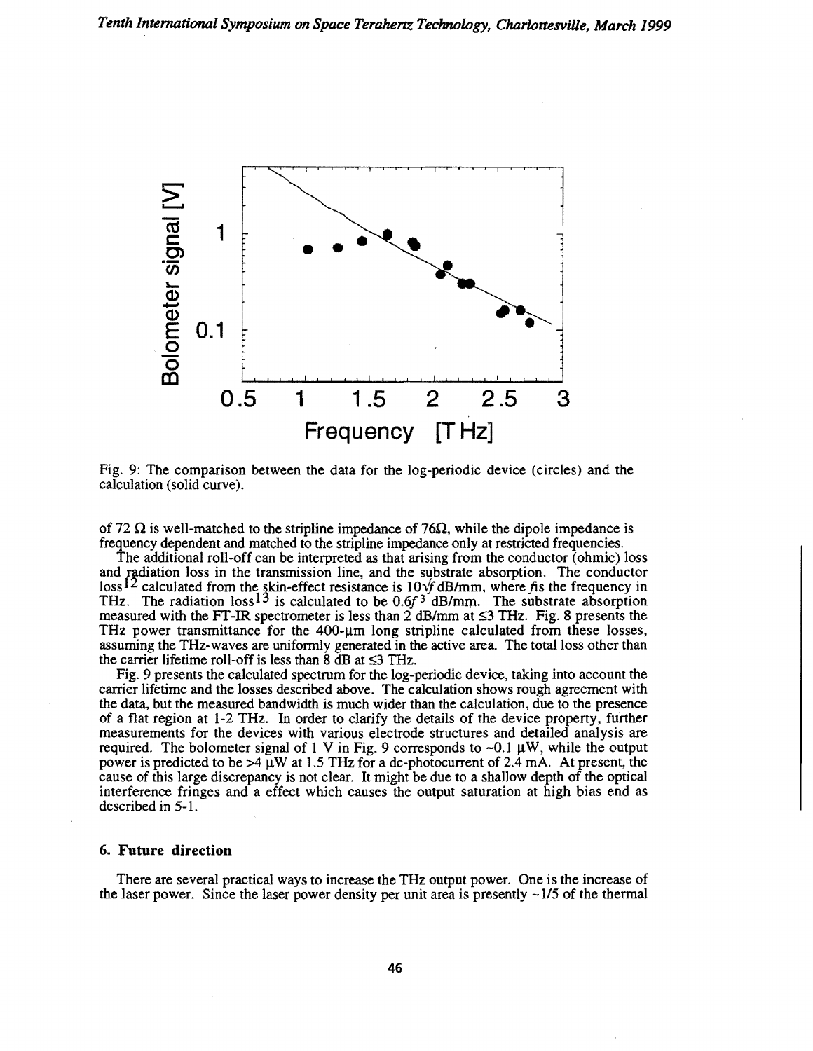Fig. 9: The comparison between the data for the log-periodic device (circles) and the calculation (solid curve).

of 72 Ω is well-matched to the stripline impedance of 76Ω, while the dipole impedance is frequency dependent and matched to the stripline impedance only at restricted frequencies.

The additional roll-off can be interpreted as that arising from the conductor (ohmic) loss and radiation loss in the transmission line, and the substrate absorption. The conductor loss[12] calculated from the skin-effect resistance is $10\sqrt{f}$ dB/mm, where $f$ is the frequency in THz. The radiation loss[13] is calculated to be $0.6f^3$ dB/mm. The substrate absorption measured with the FT-IR spectrometer is less than 2 dB/mm at ≤3 THz. Fig. 8 presents the THz power transmittance for the 400-μm long stripline calculated from these losses, assuming the THz-waves are uniformly generated in the active area. The total loss other than the carrier lifetime roll-off is less than 8 dB at ≤3 THz.

Fig. 9 presents the calculated spectrum for the log-periodic device, taking into account the carrier lifetime and the losses described above. The calculation shows rough agreement with the data, but the measured bandwidth is much wider than the calculation, due to the presence of a flat region at 1-2 THz. In order to clarify the details of the device property, further measurements for the devices with various electrode structures and detailed analysis are required. The bolometer signal of 1 V in Fig. 9 corresponds to ~0.1 μW, while the output power is predicted to be >4 μW at 1.5 THz for a dc-photocurrent of 2.4 mA. At present, the cause of this large discrepancy is not clear. It might be due to a shallow depth of the optical interference fringes and a effect which causes the output saturation at high bias end as described in 5-1.

## 6. Future direction

There are several practical ways to increase the THz output power. One is the increase of the laser power. Since the laser power density per unit area is presently ~1/5 of the thermal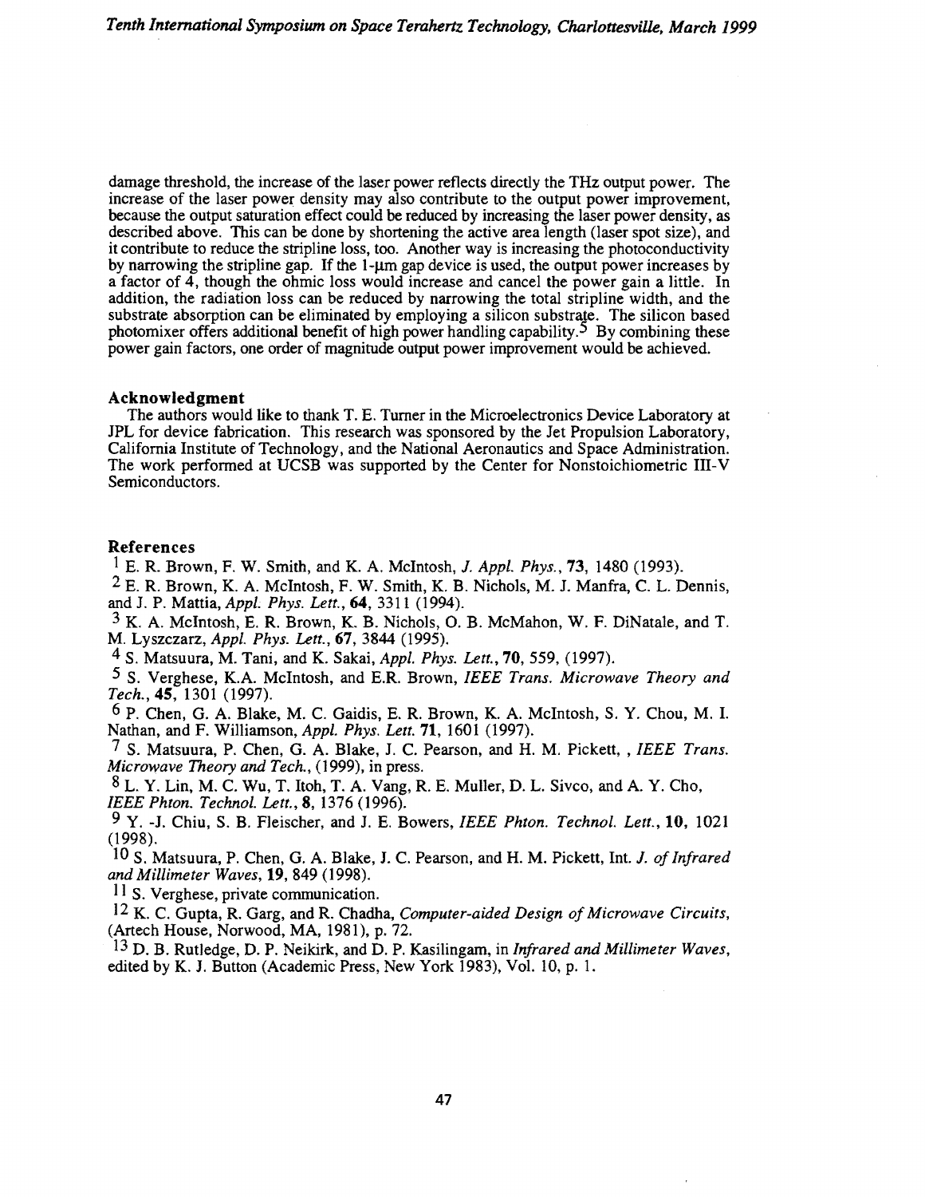damage threshold, the increase of the laser power reflects directly the THz output power. The increase of the laser power density may also contribute to the output power improvement, because the output saturation effect could be reduced by increasing the laser power density, as described above. This can be done by shortening the active area length (laser spot size), and it contribute to reduce the stripline loss, too. Another way is increasing the photoconductivity by narrowing the stripline gap. If the 1-μm gap device is used, the output power increases by a factor of 4, though the ohmic loss would increase and cancel the power gain a little. In addition, the radiation loss can be reduced by narrowing the total stripline width, and the substrate absorption can be eliminated by employing a silicon substrate. The silicon based photomixer offers additional benefit of high power handling capability.[5] By combining these power gain factors, one order of magnitude output power improvement would be achieved.

### Acknowledgment

The authors would like to thank T. E. Turner in the Microelectronics Device Laboratory at JPL for device fabrication. This research was sponsored by the Jet Propulsion Laboratory, California Institute of Technology, and the National Aeronautics and Space Administration. The work performed at UCSB was supported by the Center for Nonstoichiometric III-V Semiconductors.

### References

[1] E. R. Brown, F. W. Smith, and K. A. McIntosh, *J. Appl. Phys.*, **73**, 1480 (1993).

[2] E. R. Brown, K. A. McIntosh, F. W. Smith, K. B. Nichols, M. J. Manfra, C. L. Dennis, and J. P. Mattia, *Appl. Phys. Lett.*, **64**, 3311 (1994).

[3] K. A. McIntosh, E. R. Brown, K. B. Nichols, O. B. McMahon, W. F. DiNatale, and T. M. Lyszczarz, *Appl. Phys. Lett.*, **67**, 3844 (1995).

[4] S. Matsuura, M. Tani, and K. Sakai, *Appl. Phys. Lett.*, **70**, 559, (1997).

[5] S. Verghese, K.A. McIntosh, and E.R. Brown, *IEEE Trans. Microwave Theory and Tech.*, **45**, 1301 (1997).

[6] P. Chen, G. A. Blake, M. C. Gaidis, E. R. Brown, K. A. McIntosh, S. Y. Chou, M. I. Nathan, and F. Williamson, *Appl. Phys. Lett.* **71**, 1601 (1997).

[7] S. Matsuura, P. Chen, G. A. Blake, J. C. Pearson, and H. M. Pickett, , *IEEE Trans. Microwave Theory and Tech.*, (1999), in press.

[8] L. Y. Lin, M. C. Wu, T. Itoh, T. A. Vang, R. E. Muller, D. L. Sivco, and A. Y. Cho, *IEEE Phton. Technol. Lett.*, **8**, 1376 (1996).

[9] Y. -J. Chiu, S. B. Fleischer, and J. E. Bowers, *IEEE Phton. Technol. Lett.*, **10**, 1021 (1998).

[10] S. Matsuura, P. Chen, G. A. Blake, J. C. Pearson, and H. M. Pickett, Int. *J. of Infrared and Millimeter Waves*, **19**, 849 (1998).

[11] S. Verghese, private communication.

[12] K. C. Gupta, R. Garg, and R. Chadha, *Computer-aided Design of Microwave Circuits*, (Artech House, Norwood, MA, 1981), p. 72.

[13] D. B. Rutledge, D. P. Neikirk, and D. P. Kasilingam, in *Infrared and Millimeter Waves*, edited by K. J. Button (Academic Press, New York 1983), Vol. 10, p. 1.